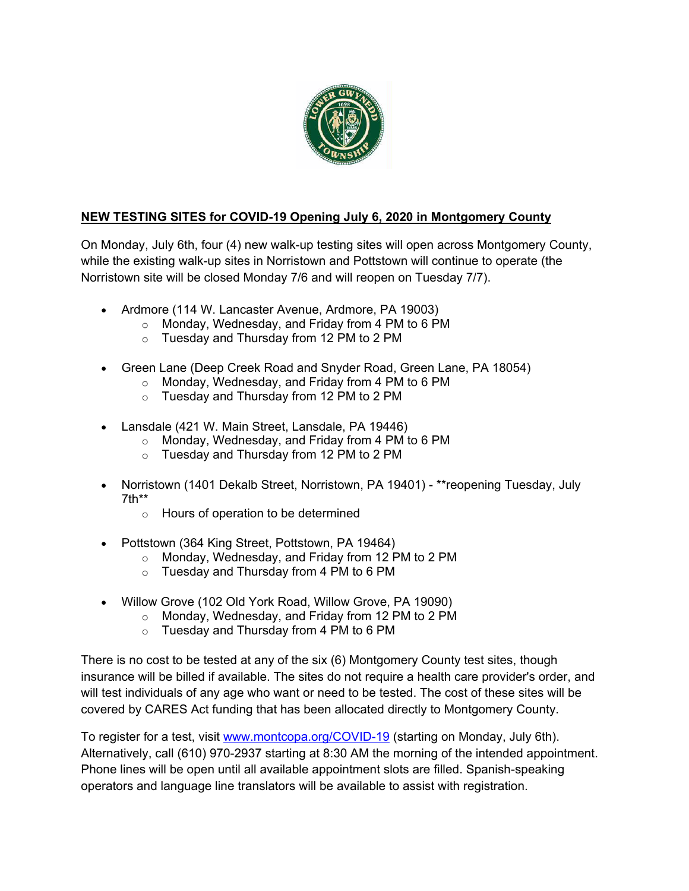**NEW TESTING SITES for COVID-19 Opening July 6, 2020 in Montgomery County**

On Monday, July 6th, four (4) new walk-up testing sites will open across Montgomery County, while the existing walk-up sites in Norristown and Pottstown will continue to operate (the Norristown site will be closed Monday 7/6 and will reopen on Tuesday 7/7).

- Ardmore (114 W. Lancaster Avenue, Ardmore, PA 19003)
  - Monday, Wednesday, and Friday from 4 PM to 6 PM
  - Tuesday and Thursday from 12 PM to 2 PM

- Green Lane (Deep Creek Road and Snyder Road, Green Lane, PA 18054)
  - Monday, Wednesday, and Friday from 4 PM to 6 PM
  - Tuesday and Thursday from 12 PM to 2 PM

- Lansdale (421 W. Main Street, Lansdale, PA 19446)
  - Monday, Wednesday, and Friday from 4 PM to 6 PM
  - Tuesday and Thursday from 12 PM to 2 PM

- Norristown (1401 Dekalb Street, Norristown, PA 19401) - **reopening Tuesday, July 7th**
  - Hours of operation to be determined

- Pottstown (364 King Street, Pottstown, PA 19464)
  - Monday, Wednesday, and Friday from 12 PM to 2 PM
  - Tuesday and Thursday from 4 PM to 6 PM

- Willow Grove (102 Old York Road, Willow Grove, PA 19090)
  - Monday, Wednesday, and Friday from 12 PM to 2 PM
  - Tuesday and Thursday from 4 PM to 6 PM

There is no cost to be tested at any of the six (6) Montgomery County test sites, though insurance will be billed if available. The sites do not require a health care provider's order, and will test individuals of any age who want or need to be tested. The cost of these sites will be covered by CARES Act funding that has been allocated directly to Montgomery County.

To register for a test, visit www.montcopa.org/COVID-19 (starting on Monday, July 6th). Alternatively, call (610) 970-2937 starting at 8:30 AM the morning of the intended appointment. Phone lines will be open until all available appointment slots are filled. Spanish-speaking operators and language line translators will be available to assist with registration.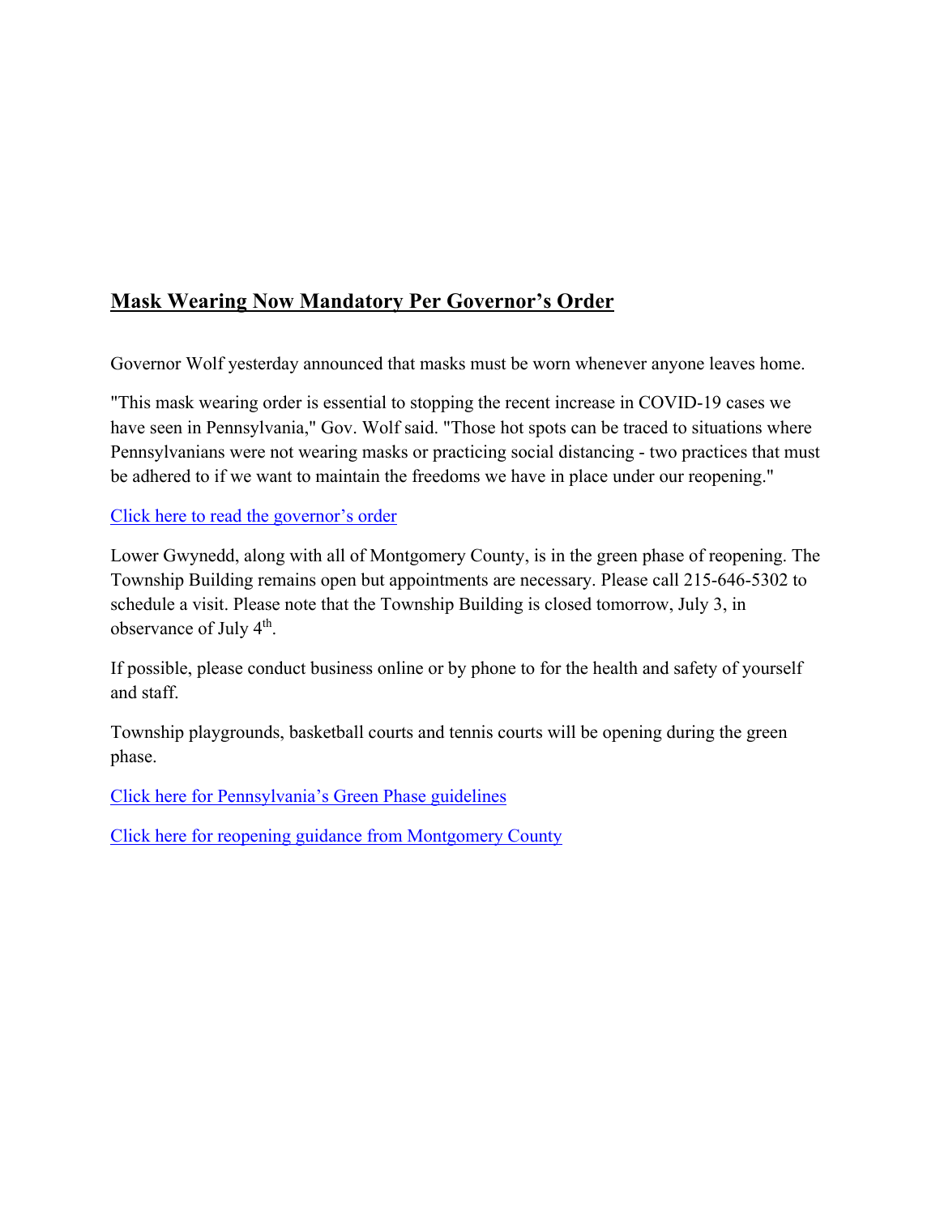## Mask Wearing Now Mandatory Per Governor's Order

Governor Wolf yesterday announced that masks must be worn whenever anyone leaves home.

"This mask wearing order is essential to stopping the recent increase in COVID-19 cases we have seen in Pennsylvania," Gov. Wolf said. "Those hot spots can be traced to situations where Pennsylvanians were not wearing masks or practicing social distancing - two practices that must be adhered to if we want to maintain the freedoms we have in place under our reopening."

Click here to read the governor's order

Lower Gwynedd, along with all of Montgomery County, is in the green phase of reopening. The Township Building remains open but appointments are necessary. Please call 215-646-5302 to schedule a visit. Please note that the Township Building is closed tomorrow, July 3, in observance of July 4th.

If possible, please conduct business online or by phone to for the health and safety of yourself and staff.

Township playgrounds, basketball courts and tennis courts will be opening during the green phase.

Click here for Pennsylvania's Green Phase guidelines

Click here for reopening guidance from Montgomery County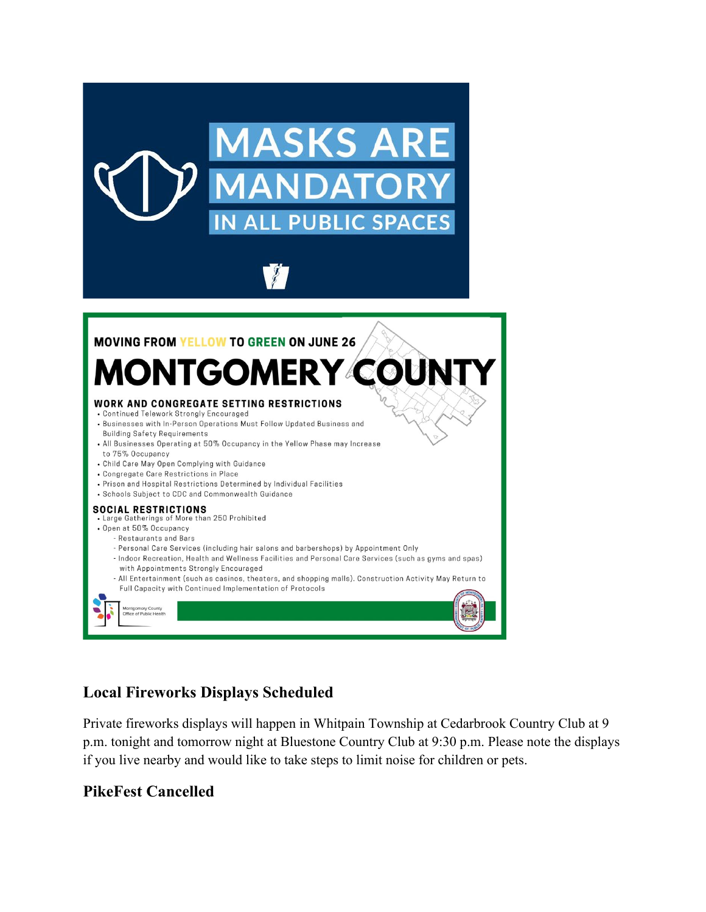MASKS ARE MANDATORY IN ALL PUBLIC SPACES

MOVING FROM YELLOW TO GREEN ON JUNE 26

# MONTGOMERY COUNTY

**WORK AND CONGREGATE SETTING RESTRICTIONS**

- Continued Telework Strongly Encouraged
- Businesses with In-Person Operations Must Follow Updated Business and Building Safety Requirements
- All Businesses Operating at 50% Occupancy in the Yellow Phase may Increase to 75% Occupancy
- Child Care May Open Complying with Guidance
- Congregate Care Restrictions in Place
- Prison and Hospital Restrictions Determined by Individual Facilities
- Schools Subject to CDC and Commonwealth Guidance

**SOCIAL RESTRICTIONS**

- Large Gatherings of More than 250 Prohibited
- Open at 50% Occupancy
  - Restaurants and Bars
  - Personal Care Services (including hair salons and barbershops) by Appointment Only
  - Indoor Recreation, Health and Wellness Facilities and Personal Care Services (such as gyms and spas) with Appointments Strongly Encouraged
  - All Entertainment (such as casinos, theaters, and shopping malls). Construction Activity May Return to Full Capacity with Continued Implementation of Protocols

Montgomery County Office of Public Health

## Local Fireworks Displays Scheduled

Private fireworks displays will happen in Whitpain Township at Cedarbrook Country Club at 9 p.m. tonight and tomorrow night at Bluestone Country Club at 9:30 p.m. Please note the displays if you live nearby and would like to take steps to limit noise for children or pets.

## PikeFest Cancelled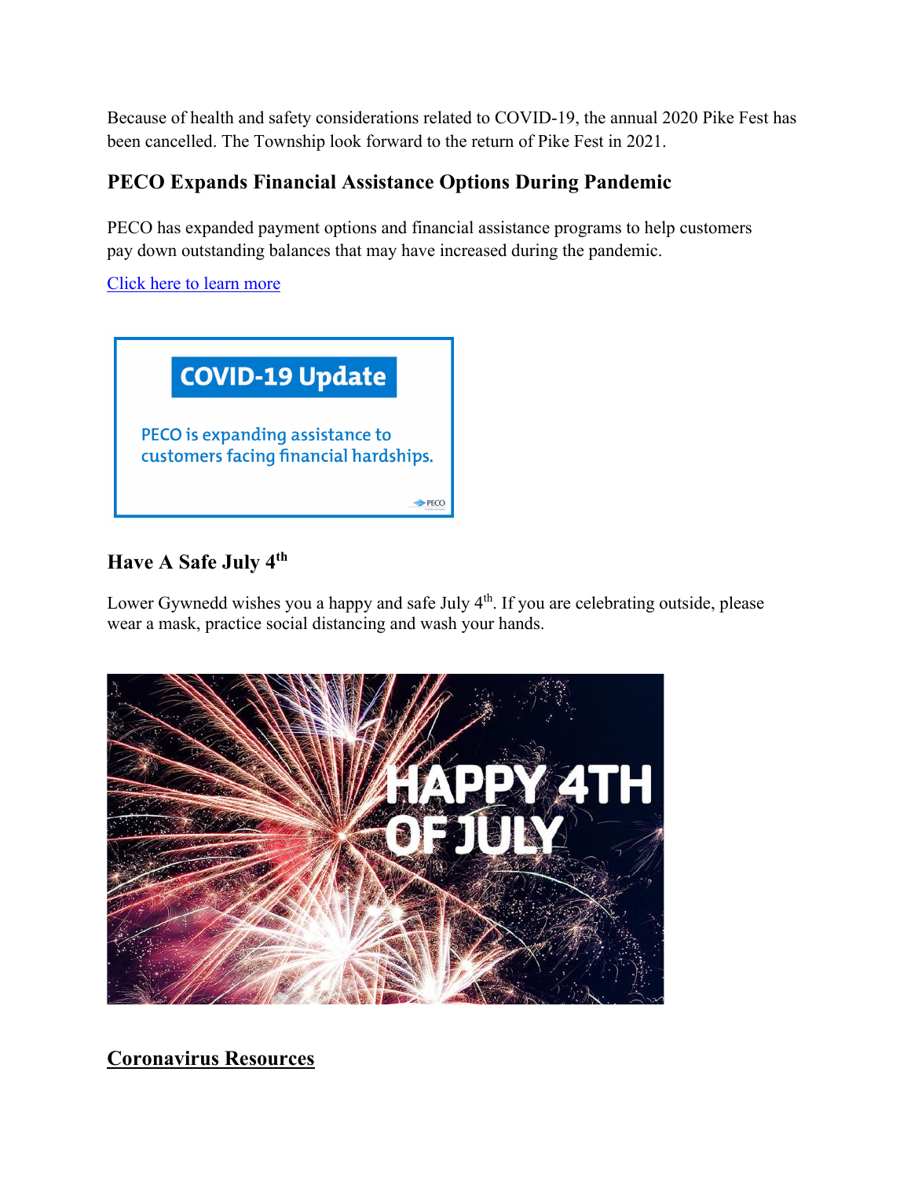Because of health and safety considerations related to COVID-19, the annual 2020 Pike Fest has been cancelled. The Township look forward to the return of Pike Fest in 2021.

### PECO Expands Financial Assistance Options During Pandemic

PECO has expanded payment options and financial assistance programs to help customers pay down outstanding balances that may have increased during the pandemic.

Click here to learn more

### Have A Safe July 4th

Lower Gwynedd wishes you a happy and safe July 4th. If you are celebrating outside, please wear a mask, practice social distancing and wash your hands.

## Coronavirus Resources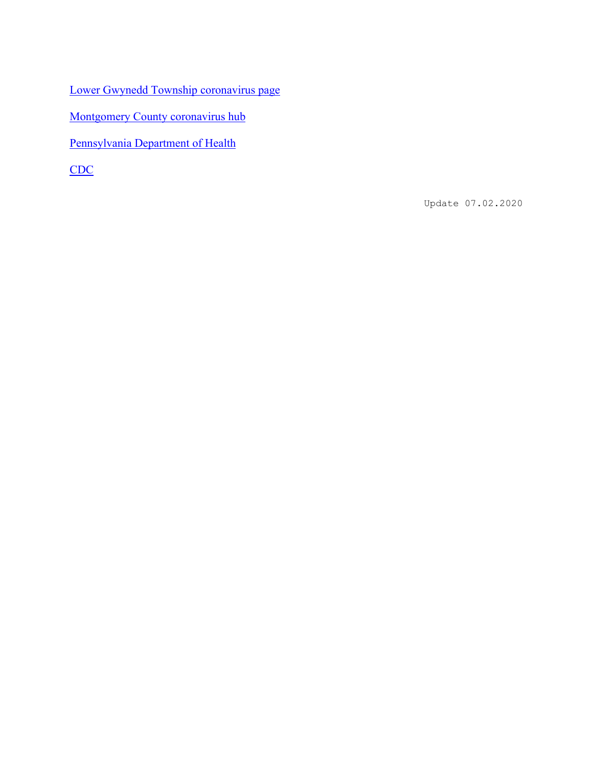Lower Gwynedd Township coronavirus page

Montgomery County coronavirus hub

Pennsylvania Department of Health

CDC

Update 07.02.2020